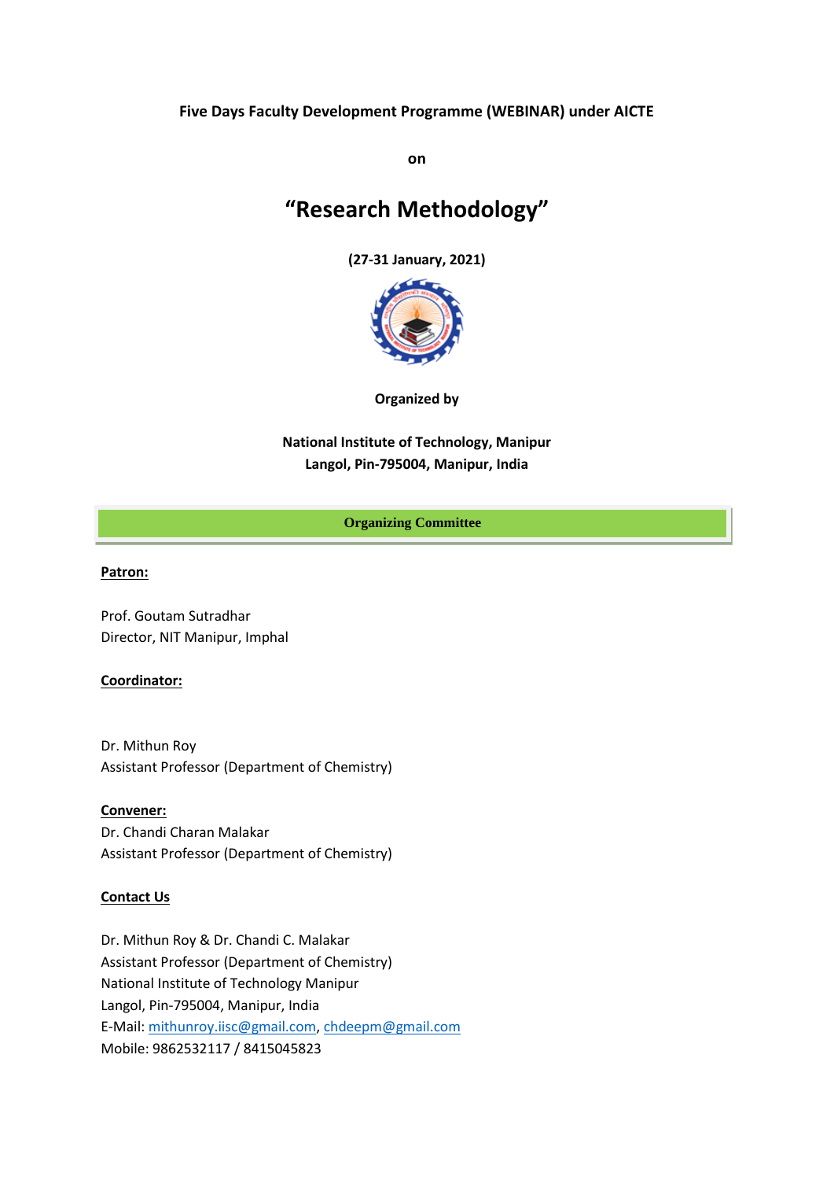**Five Days Faculty Development Programme (WEBINAR) under AICTE**

**on**

# "Research Methodology"

**(27-31 January, 2021)**

**Organized by**

**National Institute of Technology, Manipur**
**Langol, Pin-795004, Manipur, India**

## Organizing Committee

**Patron:**

Prof. Goutam Sutradhar
Director, NIT Manipur, Imphal

**Coordinator:**

Dr. Mithun Roy
Assistant Professor (Department of Chemistry)

**Convener:**

Dr. Chandi Charan Malakar
Assistant Professor (Department of Chemistry)

**Contact Us**

Dr. Mithun Roy & Dr. Chandi C. Malakar
Assistant Professor (Department of Chemistry)
National Institute of Technology Manipur
Langol, Pin-795004, Manipur, India
E-Mail: mithunroy.iisc@gmail.com, chdeepm@gmail.com
Mobile: 9862532117 / 8415045823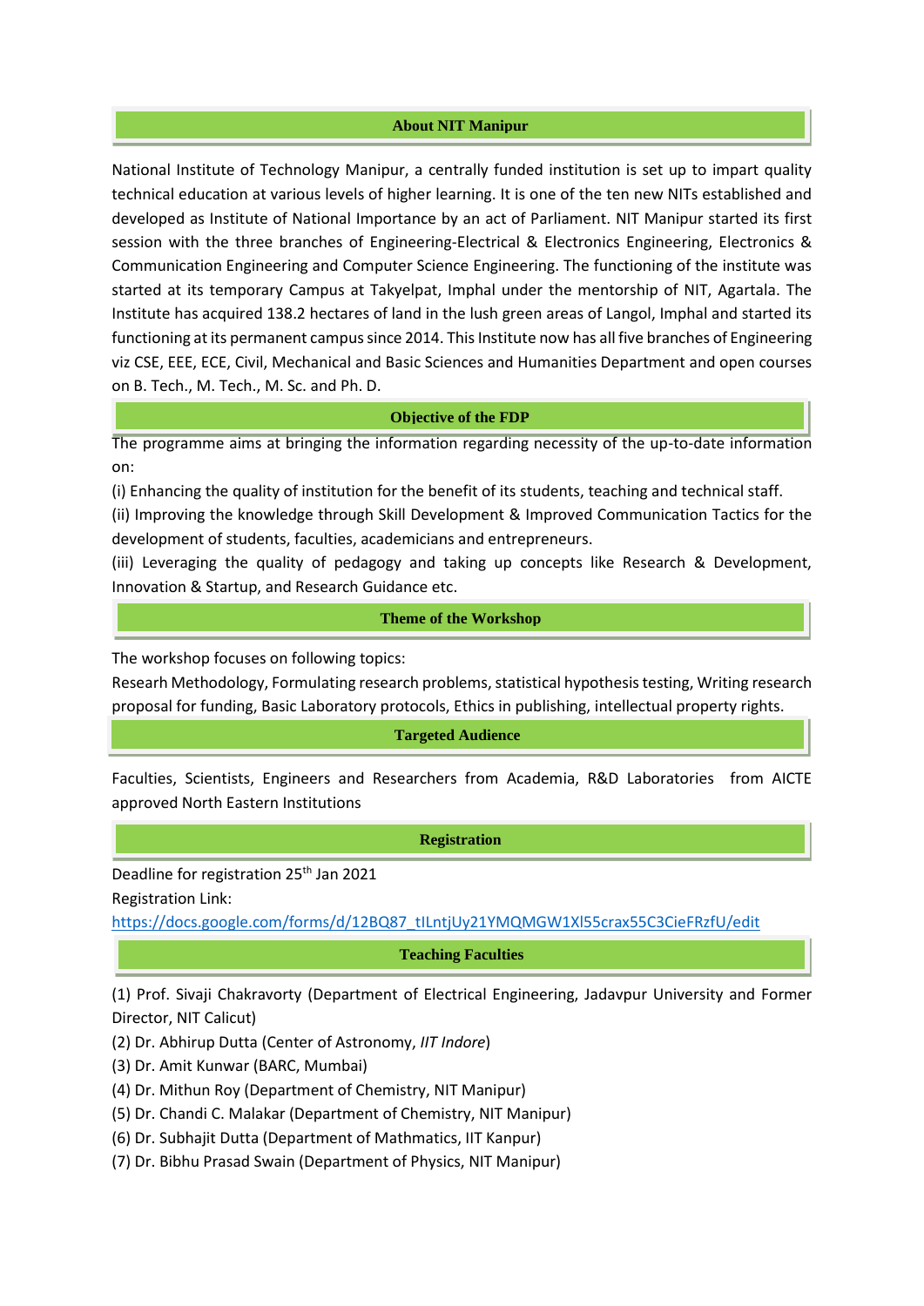## About NIT Manipur

National Institute of Technology Manipur, a centrally funded institution is set up to impart quality technical education at various levels of higher learning. It is one of the ten new NITs established and developed as Institute of National Importance by an act of Parliament. NIT Manipur started its first session with the three branches of Engineering-Electrical & Electronics Engineering, Electronics & Communication Engineering and Computer Science Engineering. The functioning of the institute was started at its temporary Campus at Takyelpat, Imphal under the mentorship of NIT, Agartala. The Institute has acquired 138.2 hectares of land in the lush green areas of Langol, Imphal and started its functioning at its permanent campus since 2014. This Institute now has all five branches of Engineering viz CSE, EEE, ECE, Civil, Mechanical and Basic Sciences and Humanities Department and open courses on B. Tech., M. Tech., M. Sc. and Ph. D.

## Objective of the FDP

The programme aims at bringing the information regarding necessity of the up-to-date information on:

(i) Enhancing the quality of institution for the benefit of its students, teaching and technical staff.

(ii) Improving the knowledge through Skill Development & Improved Communication Tactics for the development of students, faculties, academicians and entrepreneurs.

(iii) Leveraging the quality of pedagogy and taking up concepts like Research & Development, Innovation & Startup, and Research Guidance etc.

## Theme of the Workshop

The workshop focuses on following topics:

Researh Methodology, Formulating research problems, statistical hypothesis testing, Writing research proposal for funding, Basic Laboratory protocols, Ethics in publishing, intellectual property rights.

## Targeted Audience

Faculties, Scientists, Engineers and Researchers from Academia, R&D Laboratories from AICTE approved North Eastern Institutions

## Registration

Deadline for registration 25th Jan 2021

Registration Link:

https://docs.google.com/forms/d/12BQ87_tILntjUy21YMQMGW1Xl55crax55C3CieFRzfU/edit

## Teaching Faculties

(1) Prof. Sivaji Chakravorty (Department of Electrical Engineering, Jadavpur University and Former Director, NIT Calicut)

(2) Dr. Abhirup Dutta (Center of Astronomy, *IIT Indore*)

(3) Dr. Amit Kunwar (BARC, Mumbai)

(4) Dr. Mithun Roy (Department of Chemistry, NIT Manipur)

(5) Dr. Chandi C. Malakar (Department of Chemistry, NIT Manipur)

(6) Dr. Subhajit Dutta (Department of Mathmatics, IIT Kanpur)

(7) Dr. Bibhu Prasad Swain (Department of Physics, NIT Manipur)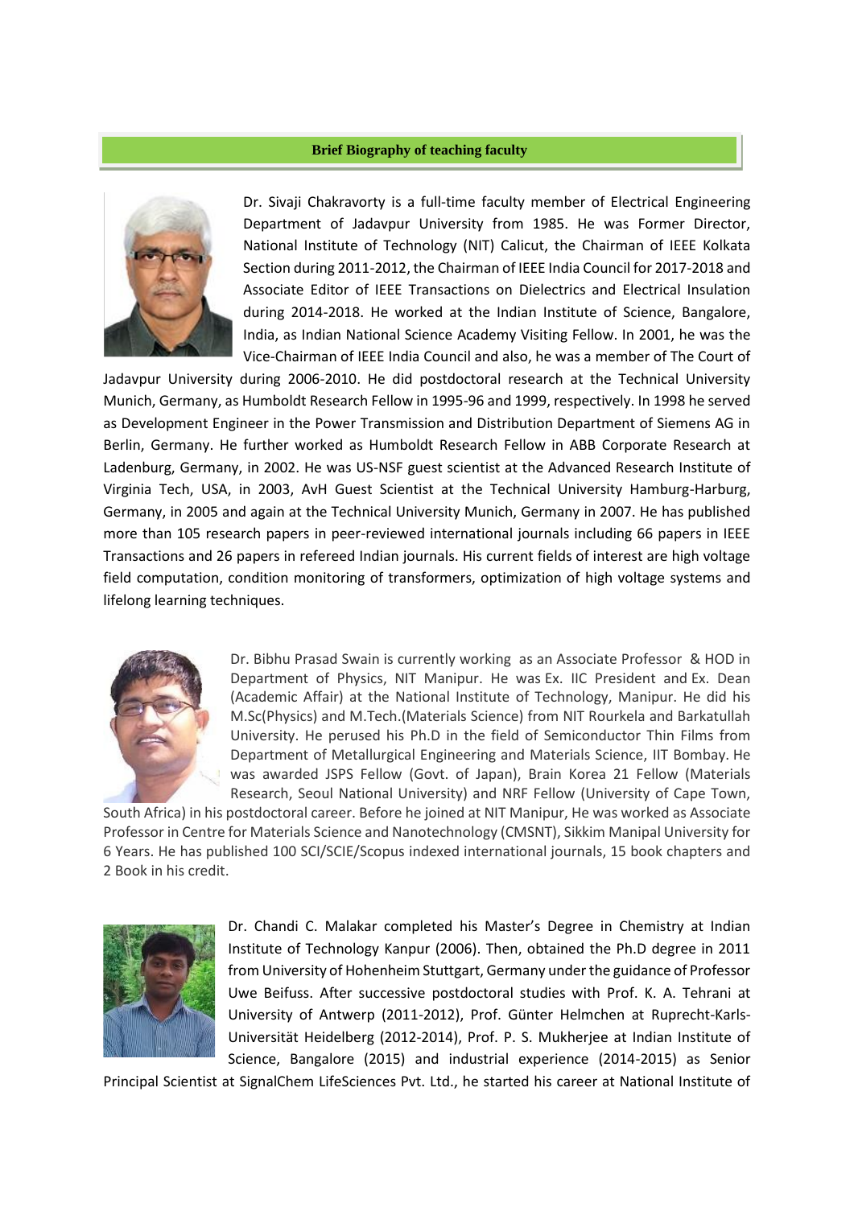## Brief Biography of teaching faculty

Dr. Sivaji Chakravorty is a full-time faculty member of Electrical Engineering Department of Jadavpur University from 1985. He was Former Director, National Institute of Technology (NIT) Calicut, the Chairman of IEEE Kolkata Section during 2011-2012, the Chairman of IEEE India Council for 2017-2018 and Associate Editor of IEEE Transactions on Dielectrics and Electrical Insulation during 2014-2018. He worked at the Indian Institute of Science, Bangalore, India, as Indian National Science Academy Visiting Fellow. In 2001, he was the Vice-Chairman of IEEE India Council and also, he was a member of The Court of Jadavpur University during 2006-2010. He did postdoctoral research at the Technical University Munich, Germany, as Humboldt Research Fellow in 1995-96 and 1999, respectively. In 1998 he served as Development Engineer in the Power Transmission and Distribution Department of Siemens AG in Berlin, Germany. He further worked as Humboldt Research Fellow in ABB Corporate Research at Ladenburg, Germany, in 2002. He was US-NSF guest scientist at the Advanced Research Institute of Virginia Tech, USA, in 2003, AvH Guest Scientist at the Technical University Hamburg-Harburg, Germany, in 2005 and again at the Technical University Munich, Germany in 2007. He has published more than 105 research papers in peer-reviewed international journals including 66 papers in IEEE Transactions and 26 papers in refereed Indian journals. His current fields of interest are high voltage field computation, condition monitoring of transformers, optimization of high voltage systems and lifelong learning techniques.

Dr. Bibhu Prasad Swain is currently working as an Associate Professor & HOD in Department of Physics, NIT Manipur. He was Ex. IIC President and Ex. Dean (Academic Affair) at the National Institute of Technology, Manipur. He did his M.Sc(Physics) and M.Tech.(Materials Science) from NIT Rourkela and Barkatullah University. He perused his Ph.D in the field of Semiconductor Thin Films from Department of Metallurgical Engineering and Materials Science, IIT Bombay. He was awarded JSPS Fellow (Govt. of Japan), Brain Korea 21 Fellow (Materials Research, Seoul National University) and NRF Fellow (University of Cape Town, South Africa) in his postdoctoral career. Before he joined at NIT Manipur, He was worked as Associate Professor in Centre for Materials Science and Nanotechnology (CMSNT), Sikkim Manipal University for 6 Years. He has published 100 SCI/SCIE/Scopus indexed international journals, 15 book chapters and 2 Book in his credit.

Dr. Chandi C. Malakar completed his Master's Degree in Chemistry at Indian Institute of Technology Kanpur (2006). Then, obtained the Ph.D degree in 2011 from University of Hohenheim Stuttgart, Germany under the guidance of Professor Uwe Beifuss. After successive postdoctoral studies with Prof. K. A. Tehrani at University of Antwerp (2011-2012), Prof. Günter Helmchen at Ruprecht-Karls-Universität Heidelberg (2012-2014), Prof. P. S. Mukherjee at Indian Institute of Science, Bangalore (2015) and industrial experience (2014-2015) as Senior Principal Scientist at SignalChem LifeSciences Pvt. Ltd., he started his career at National Institute of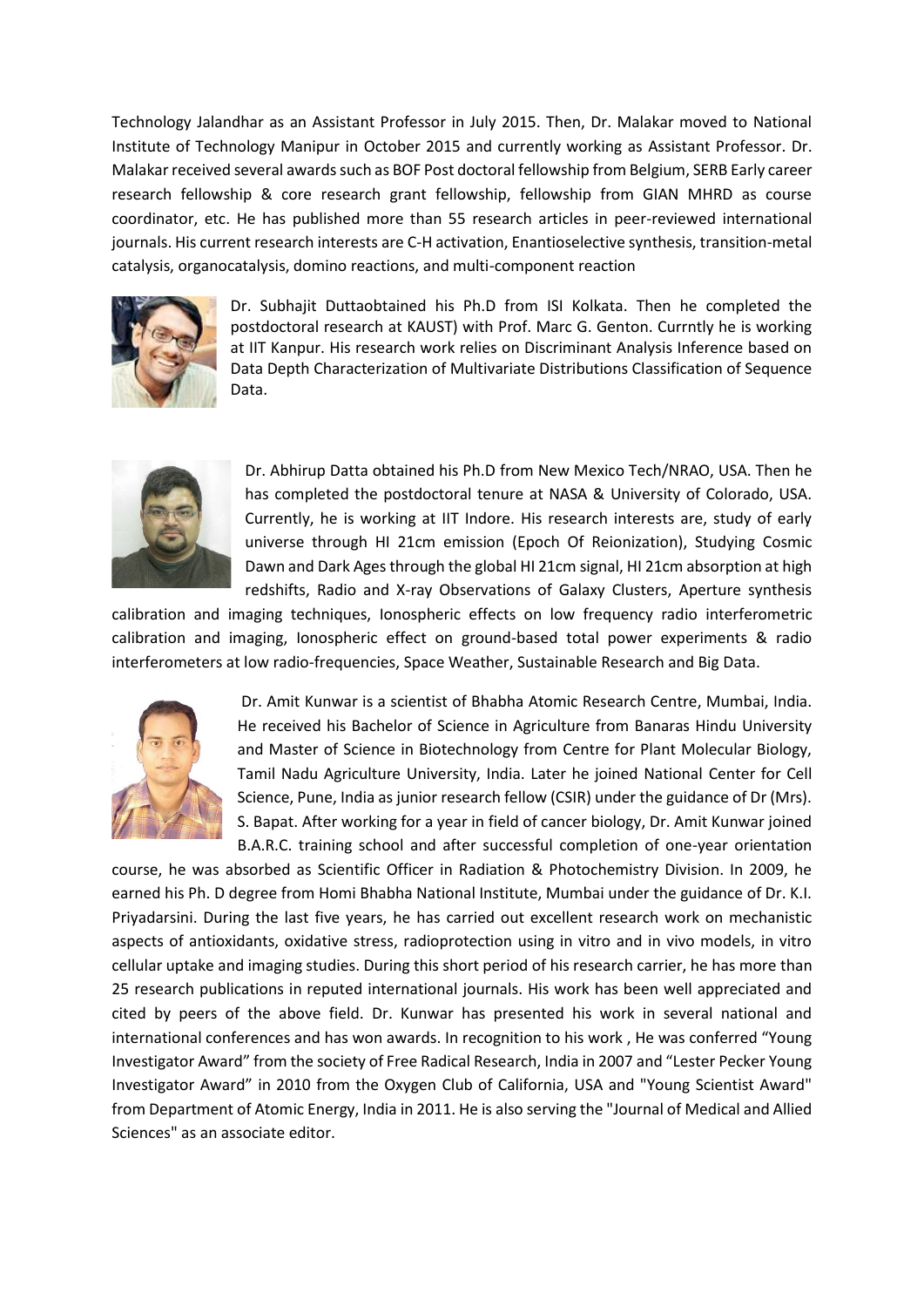Technology Jalandhar as an Assistant Professor in July 2015. Then, Dr. Malakar moved to National Institute of Technology Manipur in October 2015 and currently working as Assistant Professor. Dr. Malakar received several awards such as BOF Post doctoral fellowship from Belgium, SERB Early career research fellowship & core research grant fellowship, fellowship from GIAN MHRD as course coordinator, etc. He has published more than 55 research articles in peer-reviewed international journals. His current research interests are C-H activation, Enantioselective synthesis, transition-metal catalysis, organocatalysis, domino reactions, and multi-component reaction

Dr. Subhajit Duttaobtained his Ph.D from ISI Kolkata. Then he completed the postdoctoral research at KAUST) with Prof. Marc G. Genton. Currntly he is working at IIT Kanpur. His research work relies on Discriminant Analysis Inference based on Data Depth Characterization of Multivariate Distributions Classification of Sequence Data.

Dr. Abhirup Datta obtained his Ph.D from New Mexico Tech/NRAO, USA. Then he has completed the postdoctoral tenure at NASA & University of Colorado, USA. Currently, he is working at IIT Indore. His research interests are, study of early universe through HI 21cm emission (Epoch Of Reionization), Studying Cosmic Dawn and Dark Ages through the global HI 21cm signal, HI 21cm absorption at high redshifts, Radio and X-ray Observations of Galaxy Clusters, Aperture synthesis calibration and imaging techniques, Ionospheric effects on low frequency radio interferometric calibration and imaging, Ionospheric effect on ground-based total power experiments & radio interferometers at low radio-frequencies, Space Weather, Sustainable Research and Big Data.

Dr. Amit Kunwar is a scientist of Bhabha Atomic Research Centre, Mumbai, India. He received his Bachelor of Science in Agriculture from Banaras Hindu University and Master of Science in Biotechnology from Centre for Plant Molecular Biology, Tamil Nadu Agriculture University, India. Later he joined National Center for Cell Science, Pune, India as junior research fellow (CSIR) under the guidance of Dr (Mrs). S. Bapat. After working for a year in field of cancer biology, Dr. Amit Kunwar joined B.A.R.C. training school and after successful completion of one-year orientation course, he was absorbed as Scientific Officer in Radiation & Photochemistry Division. In 2009, he earned his Ph. D degree from Homi Bhabha National Institute, Mumbai under the guidance of Dr. K.I. Priyadarsini. During the last five years, he has carried out excellent research work on mechanistic aspects of antioxidants, oxidative stress, radioprotection using in vitro and in vivo models, in vitro cellular uptake and imaging studies. During this short period of his research carrier, he has more than 25 research publications in reputed international journals. His work has been well appreciated and cited by peers of the above field. Dr. Kunwar has presented his work in several national and international conferences and has won awards. In recognition to his work , He was conferred "Young Investigator Award" from the society of Free Radical Research, India in 2007 and "Lester Pecker Young Investigator Award" in 2010 from the Oxygen Club of California, USA and "Young Scientist Award" from Department of Atomic Energy, India in 2011. He is also serving the "Journal of Medical and Allied Sciences" as an associate editor.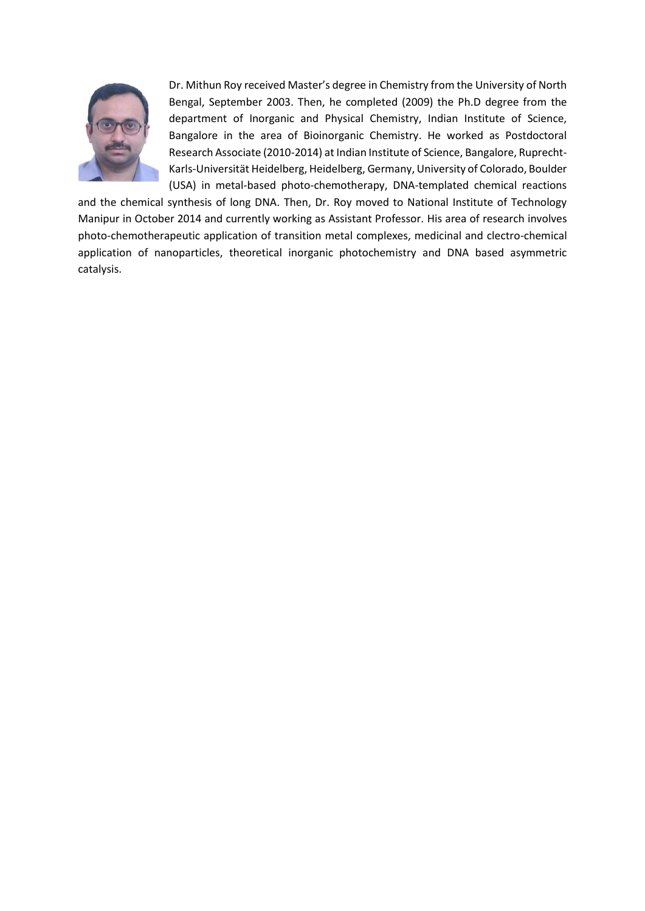Dr. Mithun Roy received Master's degree in Chemistry from the University of North Bengal, September 2003. Then, he completed (2009) the Ph.D degree from the department of Inorganic and Physical Chemistry, Indian Institute of Science, Bangalore in the area of Bioinorganic Chemistry. He worked as Postdoctoral Research Associate (2010-2014) at Indian Institute of Science, Bangalore, Ruprecht-Karls-Universität Heidelberg, Heidelberg, Germany, University of Colorado, Boulder (USA) in metal-based photo-chemotherapy, DNA-templated chemical reactions and the chemical synthesis of long DNA. Then, Dr. Roy moved to National Institute of Technology Manipur in October 2014 and currently working as Assistant Professor. His area of research involves photo-chemotherapeutic application of transition metal complexes, medicinal and clectro-chemical application of nanoparticles, theoretical inorganic photochemistry and DNA based asymmetric catalysis.